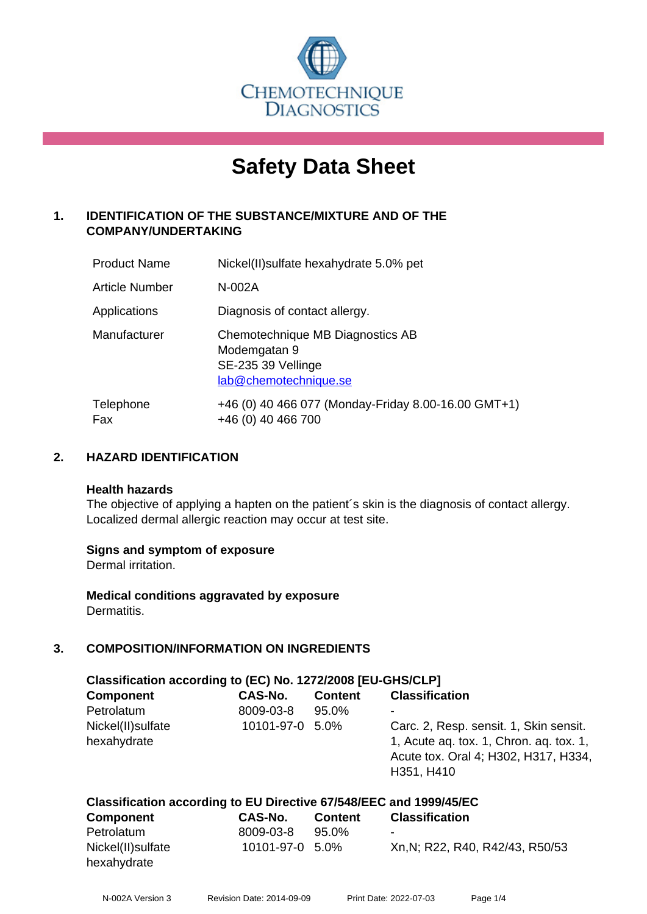CHEMOTECHNIQUE DIAGNOSTICS

# Safety Data Sheet

## 1. IDENTIFICATION OF THE SUBSTANCE/MIXTURE AND OF THE COMPANY/UNDERTAKING

| | |
|---|---|
| Product Name | Nickel(II)sulfate hexahydrate 5.0% pet |
| Article Number | N-002A |
| Applications | Diagnosis of contact allergy. |
| Manufacturer | Chemotechnique MB Diagnostics AB<br>Modemgatan 9<br>SE-235 39 Vellinge<br>lab@chemotechnique.se |
| Telephone<br>Fax | +46 (0) 40 466 077 (Monday-Friday 8.00-16.00 GMT+1)<br>+46 (0) 40 466 700 |

## 2. HAZARD IDENTIFICATION

**Health hazards**
The objective of applying a hapten on the patient´s skin is the diagnosis of contact allergy. Localized dermal allergic reaction may occur at test site.

**Signs and symptom of exposure**
Dermal irritation.

**Medical conditions aggravated by exposure**
Dermatitis.

## 3. COMPOSITION/INFORMATION ON INGREDIENTS

**Classification according to (EC) No. 1272/2008 [EU-GHS/CLP]**

| Component | CAS-No. | Content | Classification |
|---|---|---|---|
| Petrolatum | 8009-03-8 | 95.0% | - |
| Nickel(II)sulfate hexahydrate | 10101-97-0 | 5.0% | Carc. 2, Resp. sensit. 1, Skin sensit. 1, Acute aq. tox. 1, Chron. aq. tox. 1, Acute tox. Oral 4; H302, H317, H334, H351, H410 |

**Classification according to EU Directive 67/548/EEC and 1999/45/EC**

| Component | CAS-No. | Content | Classification |
|---|---|---|---|
| Petrolatum | 8009-03-8 | 95.0% | - |
| Nickel(II)sulfate hexahydrate | 10101-97-0 | 5.0% | Xn,N; R22, R40, R42/43, R50/53 |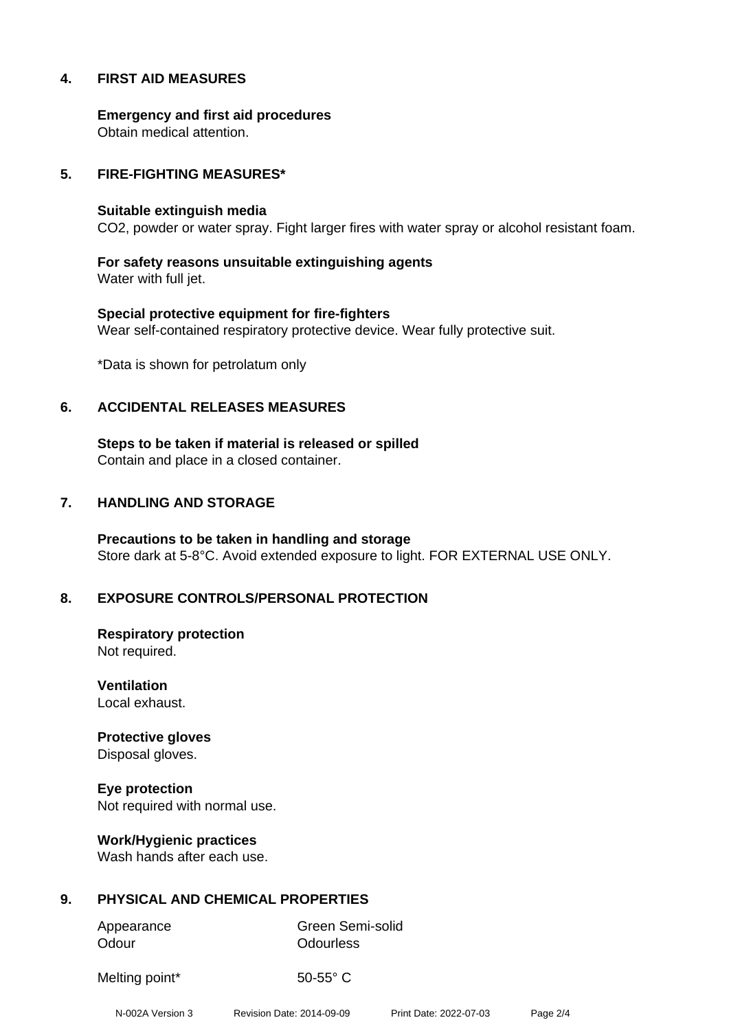## 4. FIRST AID MEASURES

**Emergency and first aid procedures**
Obtain medical attention.

## 5. FIRE-FIGHTING MEASURES*

**Suitable extinguish media**
$CO_2$, powder or water spray. Fight larger fires with water spray or alcohol resistant foam.

**For safety reasons unsuitable extinguishing agents**
Water with full jet.

**Special protective equipment for fire-fighters**
Wear self-contained respiratory protective device. Wear fully protective suit.

*Data is shown for petrolatum only

## 6. ACCIDENTAL RELEASES MEASURES

**Steps to be taken if material is released or spilled**
Contain and place in a closed container.

## 7. HANDLING AND STORAGE

**Precautions to be taken in handling and storage**
Store dark at 5-8°C. Avoid extended exposure to light. FOR EXTERNAL USE ONLY.

## 8. EXPOSURE CONTROLS/PERSONAL PROTECTION

**Respiratory protection**
Not required.

**Ventilation**
Local exhaust.

**Protective gloves**
Disposal gloves.

**Eye protection**
Not required with normal use.

**Work/Hygienic practices**
Wash hands after each use.

## 9. PHYSICAL AND CHEMICAL PROPERTIES

| | |
|---|---|
| Appearance | Green Semi-solid |
| Odour | Odourless |
| Melting point* | 50-55° C |

N-002A Version 3 Revision Date: 2014-09-09 Print Date: 2022-07-03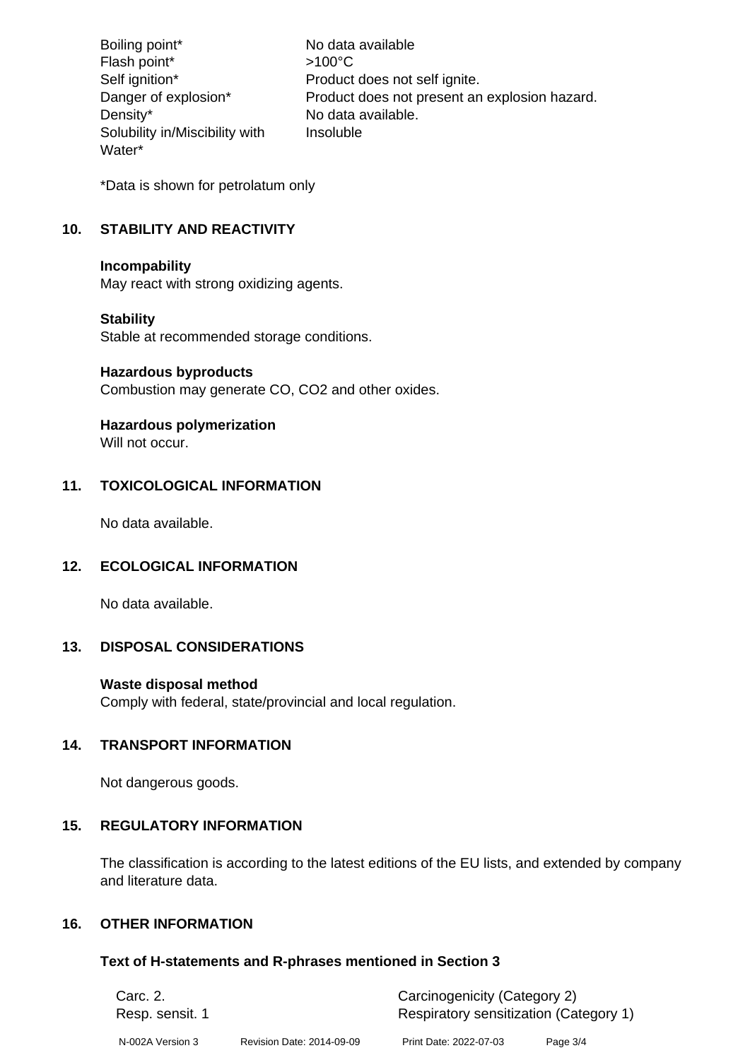| | |
|---|---|
| Boiling point* | No data available |
| Flash point* | >100°C |
| Self ignition* | Product does not self ignite. |
| Danger of explosion* | Product does not present an explosion hazard. |
| Density* | No data available. |
| Solubility in/Miscibility with Water* | Insoluble |

*Data is shown for petrolatum only

## 10. STABILITY AND REACTIVITY

**Incompability**
May react with strong oxidizing agents.

**Stability**
Stable at recommended storage conditions.

**Hazardous byproducts**
Combustion may generate CO, $CO_2$ and other oxides.

**Hazardous polymerization**
Will not occur.

## 11. TOXICOLOGICAL INFORMATION

No data available.

## 12. ECOLOGICAL INFORMATION

No data available.

## 13. DISPOSAL CONSIDERATIONS

**Waste disposal method**
Comply with federal, state/provincial and local regulation.

## 14. TRANSPORT INFORMATION

Not dangerous goods.

## 15. REGULATORY INFORMATION

The classification is according to the latest editions of the EU lists, and extended by company and literature data.

## 16. OTHER INFORMATION

**Text of H-statements and R-phrases mentioned in Section 3**

| | |
|---|---|
| Carc. 2. | Carcinogenicity (Category 2) |
| Resp. sensit. 1 | Respiratory sensitization (Category 1) |

N-002A Version 3 Revision Date: 2014-09-09 Print Date: 2022-07-03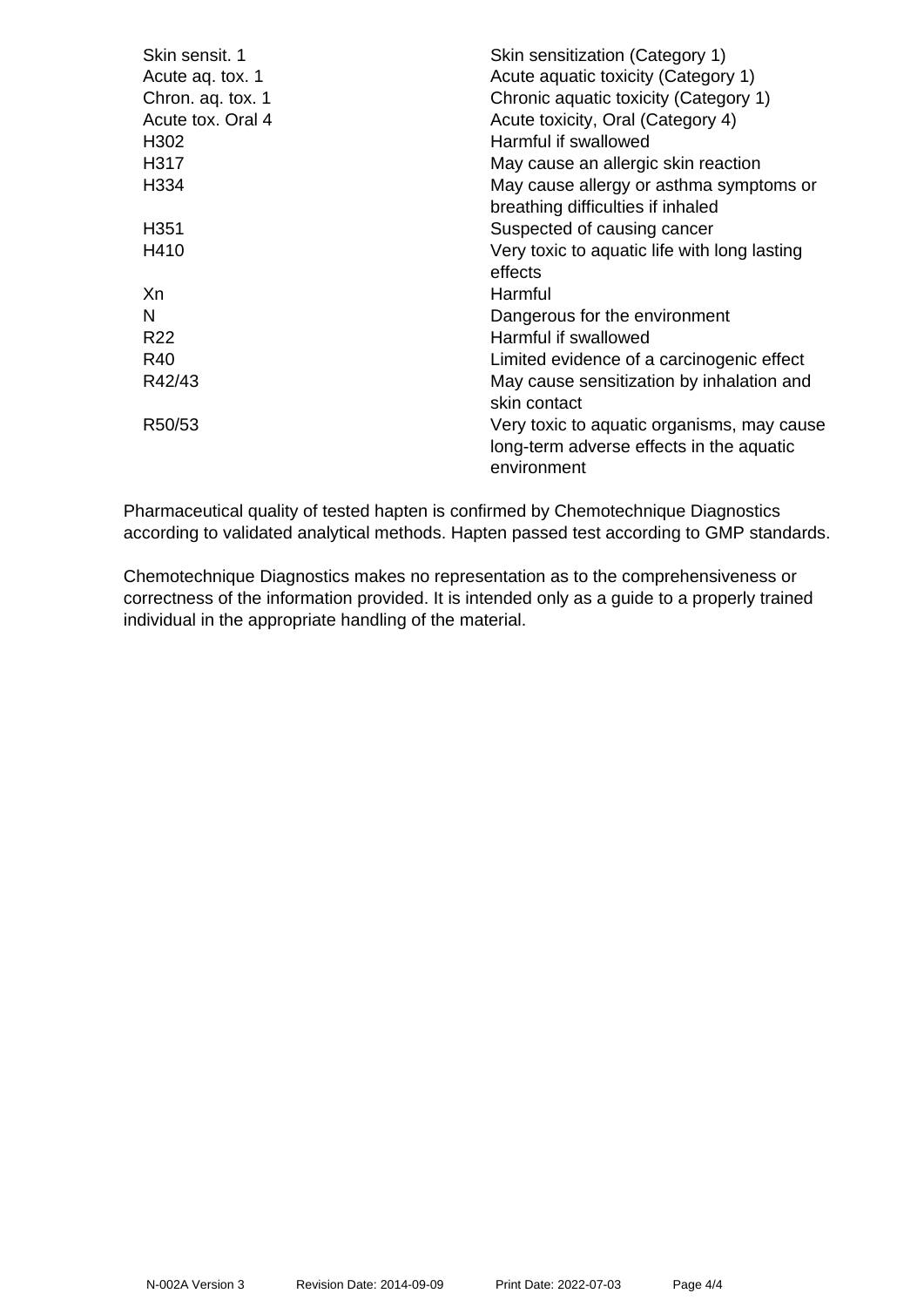| | |
|---|---|
| Skin sensit. 1 | Skin sensitization (Category 1) |
| Acute aq. tox. 1 | Acute aquatic toxicity (Category 1) |
| Chron. aq. tox. 1 | Chronic aquatic toxicity (Category 1) |
| Acute tox. Oral 4 | Acute toxicity, Oral (Category 4) |
| H302 | Harmful if swallowed |
| H317 | May cause an allergic skin reaction |
| H334 | May cause allergy or asthma symptoms or breathing difficulties if inhaled |
| H351 | Suspected of causing cancer |
| H410 | Very toxic to aquatic life with long lasting effects |
| Xn | Harmful |
| N | Dangerous for the environment |
| R22 | Harmful if swallowed |
| R40 | Limited evidence of a carcinogenic effect |
| R42/43 | May cause sensitization by inhalation and skin contact |
| R50/53 | Very toxic to aquatic organisms, may cause long-term adverse effects in the aquatic environment |

Pharmaceutical quality of tested hapten is confirmed by Chemotechnique Diagnostics according to validated analytical methods. Hapten passed test according to GMP standards.

Chemotechnique Diagnostics makes no representation as to the comprehensiveness or correctness of the information provided. It is intended only as a guide to a properly trained individual in the appropriate handling of the material.